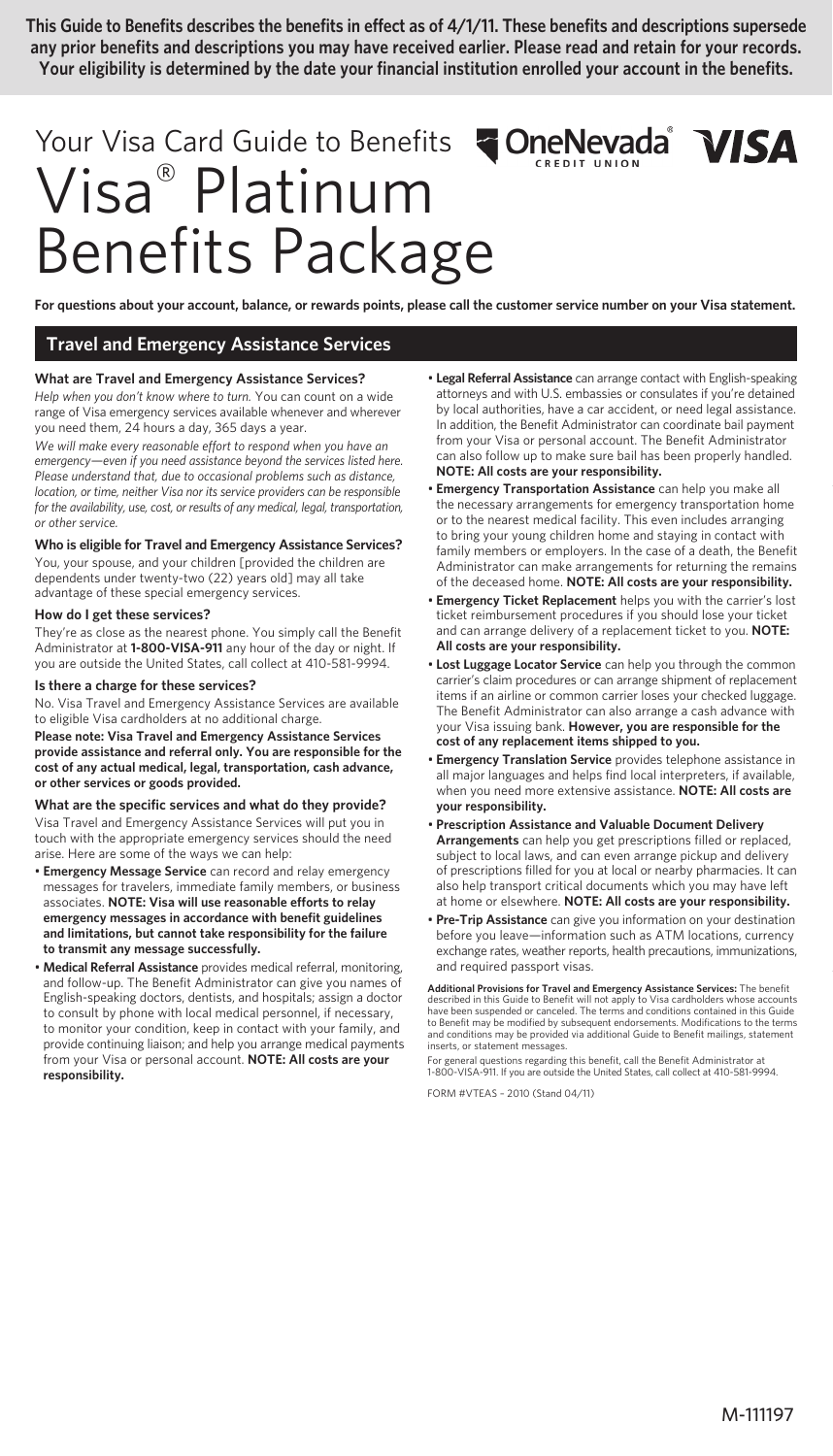**This Guide to Benefits describes the benefits in effect as of 4/1/11. These benefits and descriptions supersede any prior benefits and descriptions you may have received earlier. Please read and retain for your records. Your eligibility is determined by the date your financial institution enrolled your account in the benefits.**

# Your Visa Card Guide to Benefits Visa® Platinum Benefits Package

OneNevada® CREDIT UNION VISA

**For questions about your account, balance, or rewards points, please call the customer service number on your Visa statement.**

## Travel and Emergency Assistance Services

### What are Travel and Emergency Assistance Services?

*Help when you don't know where to turn.* You can count on a wide range of Visa emergency services available whenever and wherever you need them, 24 hours a day, 365 days a year.

*We will make every reasonable effort to respond when you have an emergency—even if you need assistance beyond the services listed here. Please understand that, due to occasional problems such as distance, location, or time, neither Visa nor its service providers can be responsible for the availability, use, cost, or results of any medical, legal, transportation, or other service.*

### Who is eligible for Travel and Emergency Assistance Services?

You, your spouse, and your children [provided the children are dependents under twenty-two (22) years old] may all take advantage of these special emergency services.

### How do I get these services?

They're as close as the nearest phone. You simply call the Benefit Administrator at **1-800-VISA-911** any hour of the day or night. If you are outside the United States, call collect at 410-581-9994.

### Is there a charge for these services?

No. Visa Travel and Emergency Assistance Services are available to eligible Visa cardholders at no additional charge.

**Please note: Visa Travel and Emergency Assistance Services provide assistance and referral only. You are responsible for the cost of any actual medical, legal, transportation, cash advance, or other services or goods provided.**

### What are the specific services and what do they provide?

Visa Travel and Emergency Assistance Services will put you in touch with the appropriate emergency services should the need arise. Here are some of the ways we can help:

- **Emergency Message Service** can record and relay emergency messages for travelers, immediate family members, or business associates. **NOTE: Visa will use reasonable efforts to relay emergency messages in accordance with benefit guidelines and limitations, but cannot take responsibility for the failure to transmit any message successfully.**
- **Medical Referral Assistance** provides medical referral, monitoring, and follow-up. The Benefit Administrator can give you names of English-speaking doctors, dentists, and hospitals; assign a doctor to consult by phone with local medical personnel, if necessary, to monitor your condition, keep in contact with your family, and provide continuing liaison; and help you arrange medical payments from your Visa or personal account. **NOTE: All costs are your responsibility.**
- **Legal Referral Assistance** can arrange contact with English-speaking attorneys and with U.S. embassies or consulates if you're detained by local authorities, have a car accident, or need legal assistance. In addition, the Benefit Administrator can coordinate bail payment from your Visa or personal account. The Benefit Administrator can also follow up to make sure bail has been properly handled. **NOTE: All costs are your responsibility.**
- **Emergency Transportation Assistance** can help you make all the necessary arrangements for emergency transportation home or to the nearest medical facility. This even includes arranging to bring your young children home and staying in contact with family members or employers. In the case of a death, the Benefit Administrator can make arrangements for returning the remains of the deceased home. **NOTE: All costs are your responsibility.**
- **Emergency Ticket Replacement** helps you with the carrier's lost ticket reimbursement procedures if you should lose your ticket and can arrange delivery of a replacement ticket to you. **NOTE: All costs are your responsibility.**
- **Lost Luggage Locator Service** can help you through the common carrier's claim procedures or can arrange shipment of replacement items if an airline or common carrier loses your checked luggage. The Benefit Administrator can also arrange a cash advance with your Visa issuing bank. **However, you are responsible for the cost of any replacement items shipped to you.**
- **Emergency Translation Service** provides telephone assistance in all major languages and helps find local interpreters, if available, when you need more extensive assistance. **NOTE: All costs are your responsibility.**
- **Prescription Assistance and Valuable Document Delivery Arrangements** can help you get prescriptions filled or replaced, subject to local laws, and can even arrange pickup and delivery of prescriptions filled for you at local or nearby pharmacies. It can also help transport critical documents which you may have left at home or elsewhere. **NOTE: All costs are your responsibility.**
- **Pre-Trip Assistance** can give you information on your destination before you leave—information such as ATM locations, currency exchange rates, weather reports, health precautions, immunizations, and required passport visas.

**Additional Provisions for Travel and Emergency Assistance Services:** The benefit described in this Guide to Benefit will not apply to Visa cardholders whose accounts have been suspended or canceled. The terms and conditions contained in this Guide to Benefit may be modified by subsequent endorsements. Modifications to the terms and conditions may be provided via additional Guide to Benefit mailings, statement inserts, or statement messages.

For general questions regarding this benefit, call the Benefit Administrator at 1-800-VISA-911. If you are outside the United States, call collect at 410-581-9994.

FORM #VTEAS - 2010 (Stand 04/11)

M-111197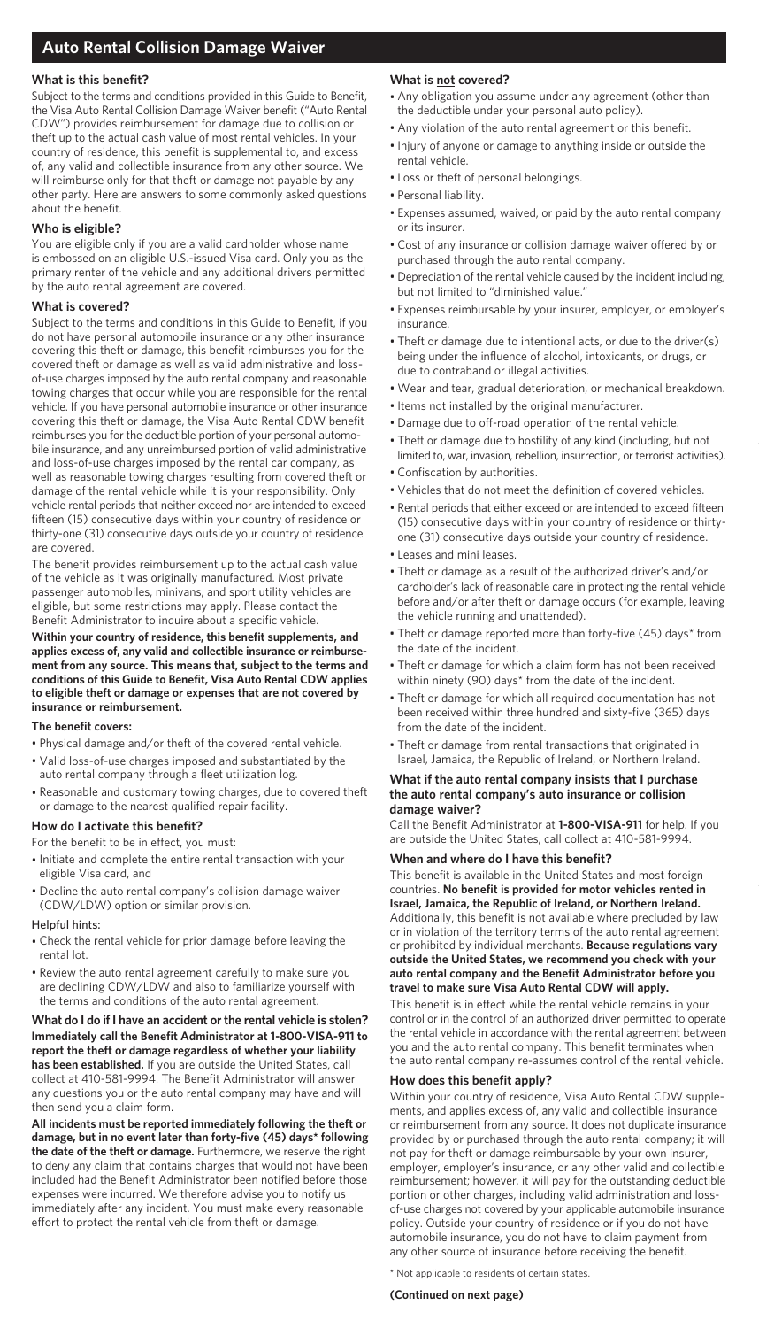# Auto Rental Collision Damage Waiver

## What is this benefit?

Subject to the terms and conditions provided in this Guide to Benefit, the Visa Auto Rental Collision Damage Waiver benefit ("Auto Rental CDW") provides reimbursement for damage due to collision or theft up to the actual cash value of most rental vehicles. In your country of residence, this benefit is supplemental to, and excess of, any valid and collectible insurance from any other source. We will reimburse only for that theft or damage not payable by any other party. Here are answers to some commonly asked questions about the benefit.

## Who is eligible?

You are eligible only if you are a valid cardholder whose name is embossed on an eligible U.S.-issued Visa card. Only you as the primary renter of the vehicle and any additional drivers permitted by the auto rental agreement are covered.

## What is covered?

Subject to the terms and conditions in this Guide to Benefit, if you do not have personal automobile insurance or any other insurance covering this theft or damage, this benefit reimburses you for the covered theft or damage as well as valid administrative and loss-of-use charges imposed by the auto rental company and reasonable towing charges that occur while you are responsible for the rental vehicle. If you have personal automobile insurance or other insurance covering this theft or damage, the Visa Auto Rental CDW benefit reimburses you for the deductible portion of your personal automobile insurance, and any unreimbursed portion of valid administrative and loss-of-use charges imposed by the rental car company, as well as reasonable towing charges resulting from covered theft or damage of the rental vehicle while it is your responsibility. Only vehicle rental periods that neither exceed nor are intended to exceed fifteen (15) consecutive days within your country of residence or thirty-one (31) consecutive days outside your country of residence are covered.

The benefit provides reimbursement up to the actual cash value of the vehicle as it was originally manufactured. Most private passenger automobiles, minivans, and sport utility vehicles are eligible, but some restrictions may apply. Please contact the Benefit Administrator to inquire about a specific vehicle.

**Within your country of residence, this benefit supplements, and applies excess of, any valid and collectible insurance or reimbursement from any source. This means that, subject to the terms and conditions of this Guide to Benefit, Visa Auto Rental CDW applies to eligible theft or damage or expenses that are not covered by insurance or reimbursement.**

### The benefit covers:

- Physical damage and/or theft of the covered rental vehicle.
- Valid loss-of-use charges imposed and substantiated by the auto rental company through a fleet utilization log.
- Reasonable and customary towing charges, due to covered theft or damage to the nearest qualified repair facility.

## How do I activate this benefit?

For the benefit to be in effect, you must:

- Initiate and complete the entire rental transaction with your eligible Visa card, and
- Decline the auto rental company's collision damage waiver (CDW/LDW) option or similar provision.

Helpful hints:

- Check the rental vehicle for prior damage before leaving the rental lot.
- Review the auto rental agreement carefully to make sure you are declining CDW/LDW and also to familiarize yourself with the terms and conditions of the auto rental agreement.

## What do I do if I have an accident or the rental vehicle is stolen?

**Immediately call the Benefit Administrator at 1-800-VISA-911 to report the theft or damage regardless of whether your liability has been established.** If you are outside the United States, call collect at 410-581-9994. The Benefit Administrator will answer any questions you or the auto rental company may have and will then send you a claim form.

**All incidents must be reported immediately following the theft or damage, but in no event later than forty-five (45) days\* following the date of the theft or damage.** Furthermore, we reserve the right to deny any claim that contains charges that would not have been included had the Benefit Administrator been notified before those expenses were incurred. We therefore advise you to notify us immediately after any incident. You must make every reasonable effort to protect the rental vehicle from theft or damage.

## What is not covered?

- Any obligation you assume under any agreement (other than the deductible under your personal auto policy).
- Any violation of the auto rental agreement or this benefit.
- Injury of anyone or damage to anything inside or outside the rental vehicle.
- Loss or theft of personal belongings.
- Personal liability.
- Expenses assumed, waived, or paid by the auto rental company or its insurer.
- Cost of any insurance or collision damage waiver offered by or purchased through the auto rental company.
- Depreciation of the rental vehicle caused by the incident including, but not limited to "diminished value."
- Expenses reimbursable by your insurer, employer, or employer's insurance.
- Theft or damage due to intentional acts, or due to the driver(s) being under the influence of alcohol, intoxicants, or drugs, or due to contraband or illegal activities.
- Wear and tear, gradual deterioration, or mechanical breakdown.
- Items not installed by the original manufacturer.
- Damage due to off-road operation of the rental vehicle.
- Theft or damage due to hostility of any kind (including, but not limited to, war, invasion, rebellion, insurrection, or terrorist activities).
- Confiscation by authorities.
- Vehicles that do not meet the definition of covered vehicles.
- Rental periods that either exceed or are intended to exceed fifteen (15) consecutive days within your country of residence or thirty-one (31) consecutive days outside your country of residence.
- Leases and mini leases.
- Theft or damage as a result of the authorized driver's and/or cardholder's lack of reasonable care in protecting the rental vehicle before and/or after theft or damage occurs (for example, leaving the vehicle running and unattended).
- Theft or damage reported more than forty-five (45) days\* from the date of the incident.
- Theft or damage for which a claim form has not been received within ninety (90) days\* from the date of the incident.
- Theft or damage for which all required documentation has not been received within three hundred and sixty-five (365) days from the date of the incident.
- Theft or damage from rental transactions that originated in Israel, Jamaica, the Republic of Ireland, or Northern Ireland.

## What if the auto rental company insists that I purchase the auto rental company's auto insurance or collision damage waiver?

Call the Benefit Administrator at **1-800-VISA-911** for help. If you are outside the United States, call collect at 410-581-9994.

## When and where do I have this benefit?

This benefit is available in the United States and most foreign countries. **No benefit is provided for motor vehicles rented in Israel, Jamaica, the Republic of Ireland, or Northern Ireland.** Additionally, this benefit is not available where precluded by law or in violation of the territory terms of the auto rental agreement or prohibited by individual merchants. **Because regulations vary outside the United States, we recommend you check with your auto rental company and the Benefit Administrator before you travel to make sure Visa Auto Rental CDW will apply.**

This benefit is in effect while the rental vehicle remains in your control or in the control of an authorized driver permitted to operate the rental vehicle in accordance with the rental agreement between you and the auto rental company. This benefit terminates when the auto rental company re-assumes control of the rental vehicle.

## How does this benefit apply?

Within your country of residence, Visa Auto Rental CDW supplements, and applies excess of, any valid and collectible insurance or reimbursement from any source. It does not duplicate insurance provided by or purchased through the auto rental company; it will not pay for theft or damage reimbursable by your own insurer, employer, employer's insurance, or any other valid and collectible reimbursement; however, it will pay for the outstanding deductible portion or other charges, including valid administration and loss-of-use charges not covered by your applicable automobile insurance policy. Outside your country of residence or if you do not have automobile insurance, you do not have to claim payment from any other source of insurance before receiving the benefit.

\* Not applicable to residents of certain states.

**(Continued on next page)**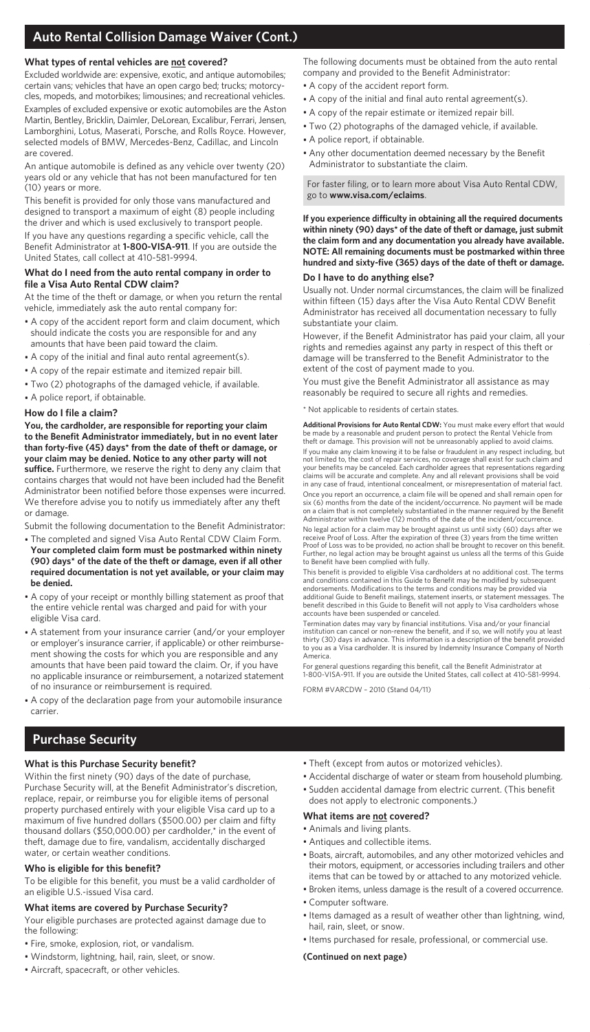## Auto Rental Collision Damage Waiver (Cont.)

### What types of rental vehicles are **not** covered?

Excluded worldwide are: expensive, exotic, and antique automobiles; certain vans; vehicles that have an open cargo bed; trucks; motorcycles, mopeds, and motorbikes; limousines; and recreational vehicles.

Examples of excluded expensive or exotic automobiles are the Aston Martin, Bentley, Bricklin, Daimler, DeLorean, Excalibur, Ferrari, Jensen, Lamborghini, Lotus, Maserati, Porsche, and Rolls Royce. However, selected models of BMW, Mercedes-Benz, Cadillac, and Lincoln are covered.

An antique automobile is defined as any vehicle over twenty (20) years old or any vehicle that has not been manufactured for ten (10) years or more.

This benefit is provided for only those vans manufactured and designed to transport a maximum of eight (8) people including the driver and which is used exclusively to transport people.

If you have any questions regarding a specific vehicle, call the Benefit Administrator at **1-800-VISA-911**. If you are outside the United States, call collect at 410-581-9994.

### What do I need from the auto rental company in order to file a Visa Auto Rental CDW claim?

At the time of the theft or damage, or when you return the rental vehicle, immediately ask the auto rental company for:

- A copy of the accident report form and claim document, which should indicate the costs you are responsible for and any amounts that have been paid toward the claim.
- A copy of the initial and final auto rental agreement(s).
- A copy of the repair estimate and itemized repair bill.
- Two (2) photographs of the damaged vehicle, if available.
- A police report, if obtainable.

### How do I file a claim?

**You, the cardholder, are responsible for reporting your claim to the Benefit Administrator immediately, but in no event later than forty-five (45) days\* from the date of theft or damage, or your claim may be denied. Notice to any other party will not suffice.** Furthermore, we reserve the right to deny any claim that contains charges that would not have been included had the Benefit Administrator been notified before those expenses were incurred. We therefore advise you to notify us immediately after any theft or damage.

Submit the following documentation to the Benefit Administrator:

- The completed and signed Visa Auto Rental CDW Claim Form. **Your completed claim form must be postmarked within ninety (90) days\* of the date of the theft or damage, even if all other required documentation is not yet available, or your claim may be denied.**
- A copy of your receipt or monthly billing statement as proof that the entire vehicle rental was charged and paid for with your eligible Visa card.
- A statement from your insurance carrier (and/or your employer or employer's insurance carrier, if applicable) or other reimbursement showing the costs for which you are responsible and any amounts that have been paid toward the claim. Or, if you have no applicable insurance or reimbursement, a notarized statement of no insurance or reimbursement is required.
- A copy of the declaration page from your automobile insurance carrier.

The following documents must be obtained from the auto rental company and provided to the Benefit Administrator:

- A copy of the accident report form.
- A copy of the initial and final auto rental agreement(s).
- A copy of the repair estimate or itemized repair bill.
- Two (2) photographs of the damaged vehicle, if available.
- A police report, if obtainable.
- Any other documentation deemed necessary by the Benefit Administrator to substantiate the claim.

For faster filing, or to learn more about Visa Auto Rental CDW, go to **www.visa.com/eclaims**.

**If you experience difficulty in obtaining all the required documents within ninety (90) days\* of the date of theft or damage, just submit the claim form and any documentation you already have available. NOTE: All remaining documents must be postmarked within three hundred and sixty-five (365) days of the date of theft or damage.**

### Do I have to do anything else?

Usually not. Under normal circumstances, the claim will be finalized within fifteen (15) days after the Visa Auto Rental CDW Benefit Administrator has received all documentation necessary to fully substantiate your claim.

However, if the Benefit Administrator has paid your claim, all your rights and remedies against any party in respect of this theft or damage will be transferred to the Benefit Administrator to the extent of the cost of payment made to you.

You must give the Benefit Administrator all assistance as may reasonably be required to secure all rights and remedies.

\* Not applicable to residents of certain states.

**Additional Provisions for Auto Rental CDW:** You must make every effort that would be made by a reasonable and prudent person to protect the Rental Vehicle from theft or damage. This provision will not be unreasonably applied to avoid claims.

If you make any claim knowing it to be false or fraudulent in any respect including, but not limited to, the cost of repair services, no coverage shall exist for such claim and your benefits may be canceled. Each cardholder agrees that representations regarding claims will be accurate and complete. Any and all relevant provisions shall be void in any case of fraud, intentional concealment, or misrepresentation of material fact.

Once you report an occurrence, a claim file will be opened and shall remain open for six (6) months from the date of the incident/occurrence. No payment will be made on a claim that is not completely substantiated in the manner required by the Benefit Administrator within twelve (12) months of the date of the incident/occurrence.

No legal action for a claim may be brought against us until sixty (60) days after we receive Proof of Loss. After the expiration of three (3) years from the time written Proof of Loss was to be provided, no action shall be brought to recover on this benefit. Further, no legal action may be brought against us unless all the terms of this Guide to Benefit have been complied with fully.

This benefit is provided to eligible Visa cardholders at no additional cost. The terms and conditions contained in this Guide to Benefit may be modified by subsequent endorsements. Modifications to the terms and conditions may be provided via additional Guide to Benefit mailings, statement inserts, or statement messages. The benefit described in this Guide to Benefit will not apply to Visa cardholders whose accounts have been suspended or canceled.

Termination dates may vary by financial institutions. Visa and/or your financial institution can cancel or non-renew the benefit, and if so, we will notify you at least thirty (30) days in advance. This information is a description of the benefit provided to you as a Visa cardholder. It is insured by Indemnity Insurance Company of North America.

For general questions regarding this benefit, call the Benefit Administrator at 1-800-VISA-911. If you are outside the United States, call collect at 410-581-9994.

FORM #VARCDW – 2010 (Stand 04/11)

## Purchase Security

### What is this Purchase Security benefit?

Within the first ninety (90) days of the date of purchase, Purchase Security will, at the Benefit Administrator's discretion, replace, repair, or reimburse you for eligible items of personal property purchased entirely with your eligible Visa card up to a maximum of five hundred dollars ($500.00) per claim and fifty thousand dollars ($50,000.00) per cardholder,\* in the event of theft, damage due to fire, vandalism, accidentally discharged water, or certain weather conditions.

### Who is eligible for this benefit?

To be eligible for this benefit, you must be a valid cardholder of an eligible U.S.-issued Visa card.

### What items are covered by Purchase Security?

Your eligible purchases are protected against damage due to the following:

- Fire, smoke, explosion, riot, or vandalism.
- Windstorm, lightning, hail, rain, sleet, or snow.
- Aircraft, spacecraft, or other vehicles.
- Theft (except from autos or motorized vehicles).
- Accidental discharge of water or steam from household plumbing.
- Sudden accidental damage from electric current. (This benefit does not apply to electronic components.)

### What items are **not** covered?

- Animals and living plants.
- Antiques and collectible items.
- Boats, aircraft, automobiles, and any other motorized vehicles and their motors, equipment, or accessories including trailers and other items that can be towed by or attached to any motorized vehicle.
- Broken items, unless damage is the result of a covered occurrence.
- Computer software.
- Items damaged as a result of weather other than lightning, wind, hail, rain, sleet, or snow.
- Items purchased for resale, professional, or commercial use.

**(Continued on next page)**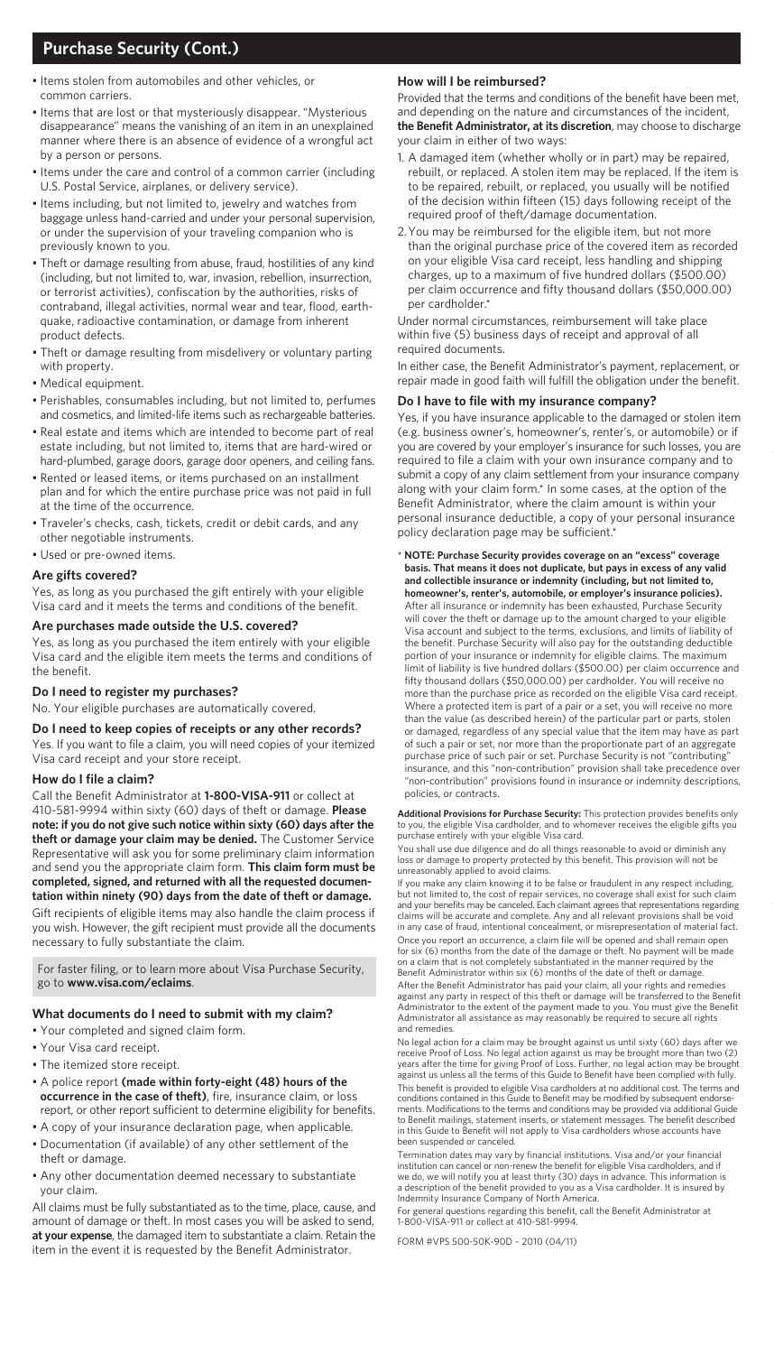## Purchase Security (Cont.)

- Items stolen from automobiles and other vehicles, or common carriers.
- Items that are lost or that mysteriously disappear. "Mysterious disappearance" means the vanishing of an item in an unexplained manner where there is an absence of evidence of a wrongful act by a person or persons.
- Items under the care and control of a common carrier (including U.S. Postal Service, airplanes, or delivery service).
- Items including, but not limited to, jewelry and watches from baggage unless hand-carried and under your personal supervision, or under the supervision of your traveling companion who is previously known to you.
- Theft or damage resulting from abuse, fraud, hostilities of any kind (including, but not limited to, war, invasion, rebellion, insurrection, or terrorist activities), confiscation by the authorities, risks of contraband, illegal activities, normal wear and tear, flood, earthquake, radioactive contamination, or damage from inherent product defects.
- Theft or damage resulting from misdelivery or voluntary parting with property.
- Medical equipment.
- Perishables, consumables including, but not limited to, perfumes and cosmetics, and limited-life items such as rechargeable batteries.
- Real estate and items which are intended to become part of real estate including, but not limited to, items that are hard-wired or hard-plumbed, garage doors, garage door openers, and ceiling fans.
- Rented or leased items, or items purchased on an installment plan and for which the entire purchase price was not paid in full at the time of the occurrence.
- Traveler's checks, cash, tickets, credit or debit cards, and any other negotiable instruments.
- Used or pre-owned items.

### Are gifts covered?

Yes, as long as you purchased the gift entirely with your eligible Visa card and it meets the terms and conditions of the benefit.

### Are purchases made outside the U.S. covered?

Yes, as long as you purchased the item entirely with your eligible Visa card and the eligible item meets the terms and conditions of the benefit.

### Do I need to register my purchases?

No. Your eligible purchases are automatically covered.

### Do I need to keep copies of receipts or any other records?

Yes. If you want to file a claim, you will need copies of your itemized Visa card receipt and your store receipt.

### How do I file a claim?

Call the Benefit Administrator at **1-800-VISA-911** or collect at 410-581-9994 within sixty (60) days of theft or damage. **Please note: if you do not give such notice within sixty (60) days after the theft or damage your claim may be denied.** The Customer Service Representative will ask you for some preliminary claim information and send you the appropriate claim form. **This claim form must be completed, signed, and returned with all the requested documentation within ninety (90) days from the date of theft or damage.**

Gift recipients of eligible items may also handle the claim process if you wish. However, the gift recipient must provide all the documents necessary to fully substantiate the claim.

For faster filing, or to learn more about Visa Purchase Security, go to **www.visa.com/eclaims**.

### What documents do I need to submit with my claim?

- Your completed and signed claim form.
- Your Visa card receipt.
- The itemized store receipt.
- A police report **(made within forty-eight (48) hours of the occurrence in the case of theft)**, fire, insurance claim, or loss report, or other report sufficient to determine eligibility for benefits.
- A copy of your insurance declaration page, when applicable.
- Documentation (if available) of any other settlement of the theft or damage.
- Any other documentation deemed necessary to substantiate your claim.

All claims must be fully substantiated as to the time, place, cause, and amount of damage or theft. In most cases you will be asked to send, **at your expense**, the damaged item to substantiate a claim. Retain the item in the event it is requested by the Benefit Administrator.

### How will I be reimbursed?

Provided that the terms and conditions of the benefit have been met, and depending on the nature and circumstances of the incident, **the Benefit Administrator, at its discretion**, may choose to discharge your claim in either of two ways:

1. A damaged item (whether wholly or in part) may be repaired, rebuilt, or replaced. A stolen item may be replaced. If the item is to be repaired, rebuilt, or replaced, you usually will be notified of the decision within fifteen (15) days following receipt of the required proof of theft/damage documentation.
2. You may be reimbursed for the eligible item, but not more than the original purchase price of the covered item as recorded on your eligible Visa card receipt, less handling and shipping charges, up to a maximum of five hundred dollars ($500.00) per claim occurrence and fifty thousand dollars ($50,000.00) per cardholder.*

Under normal circumstances, reimbursement will take place within five (5) business days of receipt and approval of all required documents.

In either case, the Benefit Administrator's payment, replacement, or repair made in good faith will fulfill the obligation under the benefit.

### Do I have to file with my insurance company?

Yes, if you have insurance applicable to the damaged or stolen item (e.g. business owner's, homeowner's, renter's, or automobile) or if you are covered by your employer's insurance for such losses, you are required to file a claim with your own insurance company and to submit a copy of any claim settlement from your insurance company along with your claim form.* In some cases, at the option of the Benefit Administrator, where the claim amount is within your personal insurance deductible, a copy of your personal insurance policy declaration page may be sufficient.*

\* **NOTE: Purchase Security provides coverage on an "excess" coverage basis. That means it does not duplicate, but pays in excess of any valid and collectible insurance or indemnity (including, but not limited to, homeowner's, renter's, automobile, or employer's insurance policies).** After all insurance or indemnity has been exhausted, Purchase Security will cover the theft or damage up to the amount charged to your eligible Visa account and subject to the terms, exclusions, and limits of liability of the benefit. Purchase Security will also pay for the outstanding deductible portion of your insurance or indemnity for eligible claims. The maximum limit of liability is five hundred dollars ($500.00) per claim occurrence and fifty thousand dollars ($50,000.00) per cardholder. You will receive no more than the purchase price as recorded on the eligible Visa card receipt. Where a protected item is part of a pair or a set, you will receive no more than the value (as described herein) of the particular part or parts, stolen or damaged, regardless of any special value that the item may have as part of such a pair or set, nor more than the proportionate part of an aggregate purchase price of such pair or set. Purchase Security is not "contributing" insurance, and this "non-contribution" provision shall take precedence over "non-contribution" provisions found in insurance or indemnity descriptions, policies, or contracts.

**Additional Provisions for Purchase Security:** This protection provides benefits only to you, the eligible Visa cardholder, and to whomever receives the eligible gifts you purchase entirely with your eligible Visa card.

You shall use due diligence and do all things reasonable to avoid or diminish any loss or damage to property protected by this benefit. This provision will not be unreasonably applied to avoid claims.

If you make any claim knowing it to be false or fraudulent in any respect including, but not limited to, the cost of repair services, no coverage shall exist for such claim and your benefits may be canceled. Each claimant agrees that representations regarding claims will be accurate and complete. Any and all relevant provisions shall be void in any case of fraud, intentional concealment, or misrepresentation of material fact.

Once you report an occurrence, a claim file will be opened and shall remain open for six (6) months from the date of the damage or theft. No payment will be made on a claim that is not completely substantiated in the manner required by the Benefit Administrator within six (6) months of the date of theft or damage.

After the Benefit Administrator has paid your claim, all your rights and remedies against any party in respect of this theft or damage will be transferred to the Benefit Administrator to the extent of the payment made to you. You must give the Benefit Administrator all assistance as may reasonably be required to secure all rights and remedies.

No legal action for a claim may be brought against us until sixty (60) days after we receive Proof of Loss. No legal action against us may be brought more than two (2) years after the time for giving Proof of Loss. Further, no legal action may be brought against us unless all the terms of this Guide to Benefit have been complied with fully.

This benefit is provided to eligible Visa cardholders at no additional cost. The terms and conditions contained in this Guide to Benefit may be modified by subsequent endorsements. Modifications to the terms and conditions may be provided via additional Guide to Benefit mailings, statement inserts, or statement messages. The benefit described in this Guide to Benefit will not apply to Visa cardholders whose accounts have been suspended or canceled.

Termination dates may vary by financial institutions. Visa and/or your financial institution can cancel or non-renew the benefit for eligible Visa cardholders, and if we do, we will notify you at least thirty (30) days in advance. This information is a description of the benefit provided to you as a Visa cardholder. It is insured by Indemnity Insurance Company of North America.

For general questions regarding this benefit, call the Benefit Administrator at 1-800-VISA-911 or collect at 410-581-9994.

FORM #VPS 500-50K-90D – 2010 (04/11)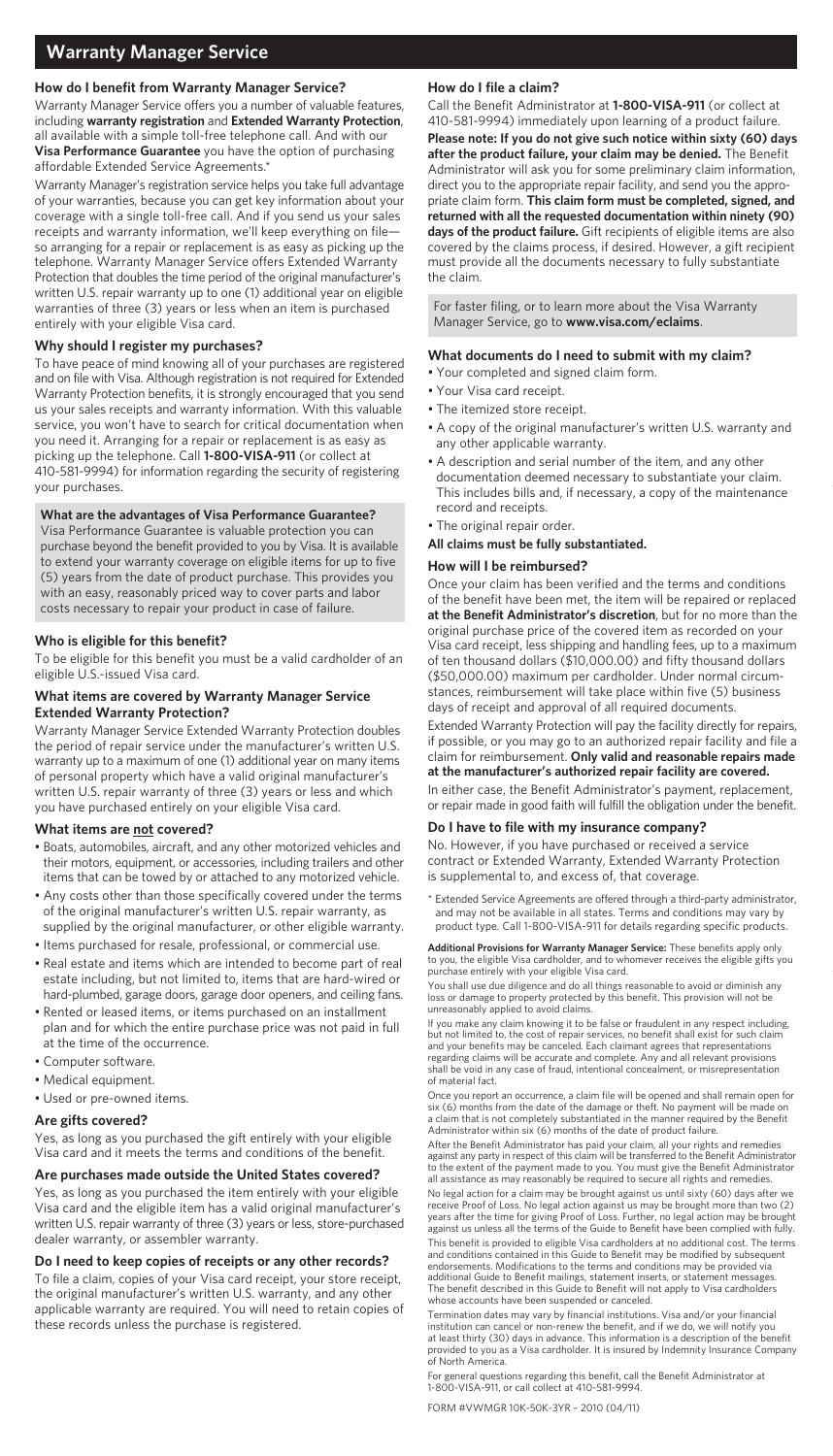# Warranty Manager Service

### How do I benefit from Warranty Manager Service?

Warranty Manager Service offers you a number of valuable features, including **warranty registration** and **Extended Warranty Protection**, all available with a simple toll-free telephone call. And with our **Visa Performance Guarantee** you have the option of purchasing affordable Extended Service Agreements.*

Warranty Manager's registration service helps you take full advantage of your warranties, because you can get key information about your coverage with a single toll-free call. And if you send us your sales receipts and warranty information, we'll keep everything on file—so arranging for a repair or replacement is as easy as picking up the telephone. Warranty Manager Service offers Extended Warranty Protection that doubles the time period of the original manufacturer's written U.S. repair warranty up to one (1) additional year on eligible warranties of three (3) years or less when an item is purchased entirely with your eligible Visa card.

### Why should I register my purchases?

To have peace of mind knowing all of your purchases are registered and on file with Visa. Although registration is not required for Extended Warranty Protection benefits, it is strongly encouraged that you send us your sales receipts and warranty information. With this valuable service, you won't have to search for critical documentation when you need it. Arranging for a repair or replacement is as easy as picking up the telephone. Call **1-800-VISA-911** (or collect at 410-581-9994) for information regarding the security of registering your purchases.

**What are the advantages of Visa Performance Guarantee?**

Visa Performance Guarantee is valuable protection you can purchase beyond the benefit provided to you by Visa. It is available to extend your warranty coverage on eligible items for up to five (5) years from the date of product purchase. This provides you with an easy, reasonably priced way to cover parts and labor costs necessary to repair your product in case of failure.

### Who is eligible for this benefit?

To be eligible for this benefit you must be a valid cardholder of an eligible U.S.-issued Visa card.

### What items are covered by Warranty Manager Service Extended Warranty Protection?

Warranty Manager Service Extended Warranty Protection doubles the period of repair service under the manufacturer's written U.S. warranty up to a maximum of one (1) additional year on many items of personal property which have a valid original manufacturer's written U.S. repair warranty of three (3) years or less and which you have purchased entirely on your eligible Visa card.

### What items are not covered?

- Boats, automobiles, aircraft, and any other motorized vehicles and their motors, equipment, or accessories, including trailers and other items that can be towed by or attached to any motorized vehicle.
- Any costs other than those specifically covered under the terms of the original manufacturer's written U.S. repair warranty, as supplied by the original manufacturer, or other eligible warranty.
- Items purchased for resale, professional, or commercial use.
- Real estate and items which are intended to become part of real estate including, but not limited to, items that are hard-wired or hard-plumbed, garage doors, garage door openers, and ceiling fans.
- Rented or leased items, or items purchased on an installment plan and for which the entire purchase price was not paid in full at the time of the occurrence.
- Computer software.
- Medical equipment.
- Used or pre-owned items.

### Are gifts covered?

Yes, as long as you purchased the gift entirely with your eligible Visa card and it meets the terms and conditions of the benefit.

### Are purchases made outside the United States covered?

Yes, as long as you purchased the item entirely with your eligible Visa card and the eligible item has a valid original manufacturer's written U.S. repair warranty of three (3) years or less, store-purchased dealer warranty, or assembler warranty.

### Do I need to keep copies of receipts or any other records?

To file a claim, copies of your Visa card receipt, your store receipt, the original manufacturer's written U.S. warranty, and any other applicable warranty are required. You will need to retain copies of these records unless the purchase is registered.

### How do I file a claim?

Call the Benefit Administrator at **1-800-VISA-911** (or collect at 410-581-9994) immediately upon learning of a product failure. **Please note: If you do not give such notice within sixty (60) days after the product failure, your claim may be denied.** The Benefit Administrator will ask you for some preliminary claim information, direct you to the appropriate repair facility, and send you the appropriate claim form. **This claim form must be completed, signed, and returned with all the requested documentation within ninety (90) days of the product failure.** Gift recipients of eligible items are also covered by the claims process, if desired. However, a gift recipient must provide all the documents necessary to fully substantiate the claim.

For faster filing, or to learn more about the Visa Warranty Manager Service, go to **www.visa.com/eclaims**.

### What documents do I need to submit with my claim?

- Your completed and signed claim form.
- Your Visa card receipt.
- The itemized store receipt.
- A copy of the original manufacturer's written U.S. warranty and any other applicable warranty.
- A description and serial number of the item, and any other documentation deemed necessary to substantiate your claim. This includes bills and, if necessary, a copy of the maintenance record and receipts.
- The original repair order.

**All claims must be fully substantiated.**

### How will I be reimbursed?

Once your claim has been verified and the terms and conditions of the benefit have been met, the item will be repaired or replaced **at the Benefit Administrator's discretion**, but for no more than the original purchase price of the covered item as recorded on your Visa card receipt, less shipping and handling fees, up to a maximum of ten thousand dollars ($10,000.00) and fifty thousand dollars ($50,000.00) maximum per cardholder. Under normal circumstances, reimbursement will take place within five (5) business days of receipt and approval of all required documents.

Extended Warranty Protection will pay the facility directly for repairs, if possible, or you may go to an authorized repair facility and file a claim for reimbursement. **Only valid and reasonable repairs made at the manufacturer's authorized repair facility are covered.**

In either case, the Benefit Administrator's payment, replacement, or repair made in good faith will fulfill the obligation under the benefit.

### Do I have to file with my insurance company?

No. However, if you have purchased or received a service contract or Extended Warranty, Extended Warranty Protection is supplemental to, and excess of, that coverage.

\* Extended Service Agreements are offered through a third-party administrator, and may not be available in all states. Terms and conditions may vary by product type. Call 1-800-VISA-911 for details regarding specific products.

**Additional Provisions for Warranty Manager Service:** These benefits apply only to you, the eligible Visa cardholder, and to whomever receives the eligible gifts you purchase entirely with your eligible Visa card.

You shall use due diligence and do all things reasonable to avoid or diminish any loss or damage to property protected by this benefit. This provision will not be unreasonably applied to avoid claims.

If you make any claim knowing it to be false or fraudulent in any respect including, but not limited to, the cost of repair services, no benefit shall exist for such claim and your benefits may be canceled. Each claimant agrees that representations regarding claims will be accurate and complete. Any and all relevant provisions shall be void in any case of fraud, intentional concealment, or misrepresentation of material fact.

Once you report an occurrence, a claim file will be opened and shall remain open for six (6) months from the date of the damage or theft. No payment will be made on a claim that is not completely substantiated in the manner required by the Benefit Administrator within six (6) months of the date of product failure.

After the Benefit Administrator has paid your claim, all your rights and remedies against any party in respect of this claim will be transferred to the Benefit Administrator to the extent of the payment made to you. You must give the Benefit Administrator all assistance as may reasonably be required to secure all rights and remedies.

No legal action for a claim may be brought against us until sixty (60) days after we receive Proof of Loss. No legal action against us may be brought more than two (2) years after the time for giving Proof of Loss. Further, no legal action may be brought against us unless all the terms of the Guide to Benefit have been complied with fully.

This benefit is provided to eligible Visa cardholders at no additional cost. The terms and conditions contained in this Guide to Benefit may be modified by subsequent endorsements. Modifications to the terms and conditions may be provided via additional Guide to Benefit mailings, statement inserts, or statement messages. The benefit described in this Guide to Benefit will not apply to Visa cardholders whose accounts have been suspended or canceled.

Termination dates may vary by financial institutions. Visa and/or your financial institution can cancel or non-renew the benefit, and if we do, we will notify you at least thirty (30) days in advance. This information is a description of the benefit provided to you as a Visa cardholder. It is insured by Indemnity Insurance Company of North America.

For general questions regarding this benefit, call the Benefit Administrator at 1-800-VISA-911, or call collect at 410-581-9994.

FORM #VWMGR 10K-50K-3YR – 2010 (04/11)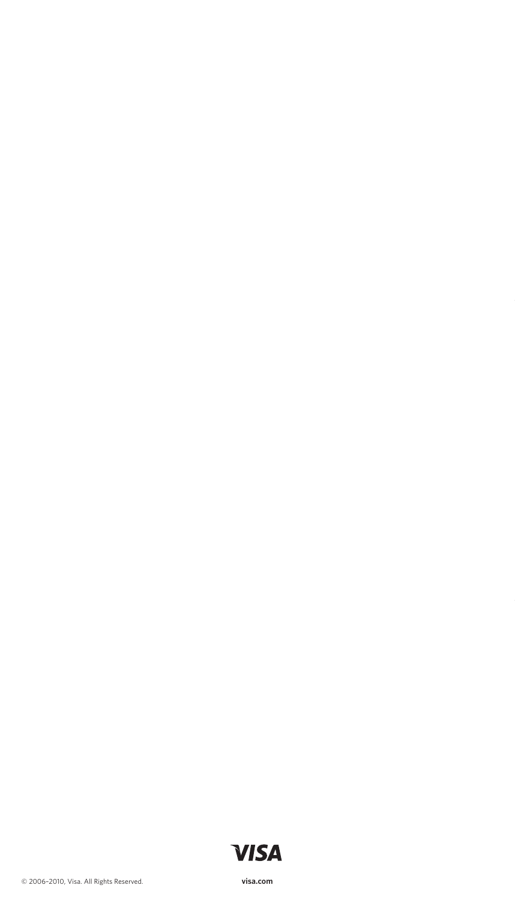VISA

© 2006–2010, Visa. All Rights Reserved.

visa.com